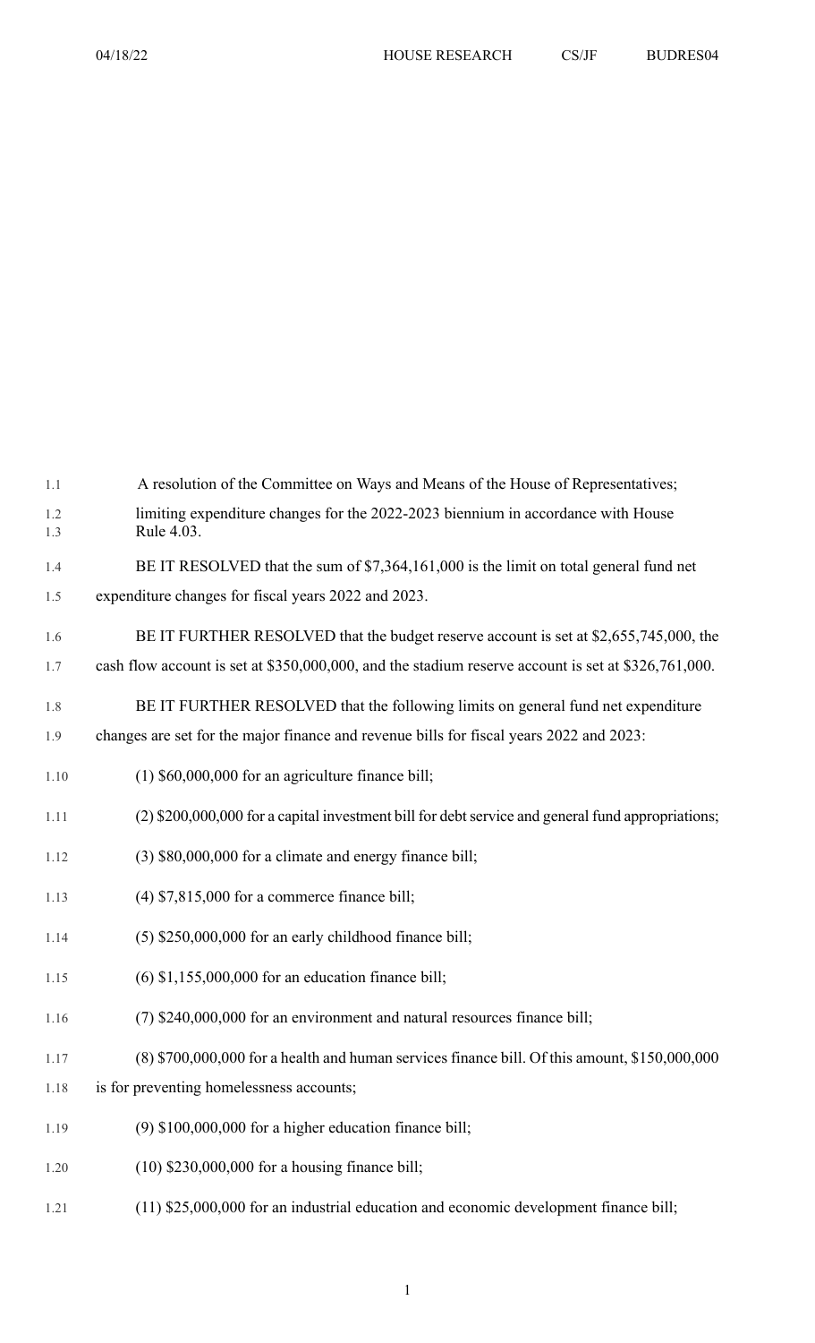A resolution of the Committee on Ways and Means of the House of Representatives; limiting expenditure changes for the 2022-2023 biennium in accordance with House Rule 4.03.

BE IT RESOLVED that the sum of $7,364,161,000 is the limit on total general fund net expenditure changes for fiscal years 2022 and 2023.

BE IT FURTHER RESOLVED that the budget reserve account is set at $2,655,745,000, the cash flow account is set at $350,000,000, and the stadium reserve account is set at $326,761,000.

BE IT FURTHER RESOLVED that the following limits on general fund net expenditure changes are set for the major finance and revenue bills for fiscal years 2022 and 2023:

(1) $60,000,000 for an agriculture finance bill;

(2) $200,000,000 for a capital investment bill for debt service and general fund appropriations;

(3) $80,000,000 for a climate and energy finance bill;

(4) $7,815,000 for a commerce finance bill;

(5) $250,000,000 for an early childhood finance bill;

(6) $1,155,000,000 for an education finance bill;

(7) $240,000,000 for an environment and natural resources finance bill;

(8) $700,000,000 for a health and human services finance bill. Of this amount, $150,000,000 is for preventing homelessness accounts;

(9) $100,000,000 for a higher education finance bill;

(10) $230,000,000 for a housing finance bill;

(11) $25,000,000 for an industrial education and economic development finance bill;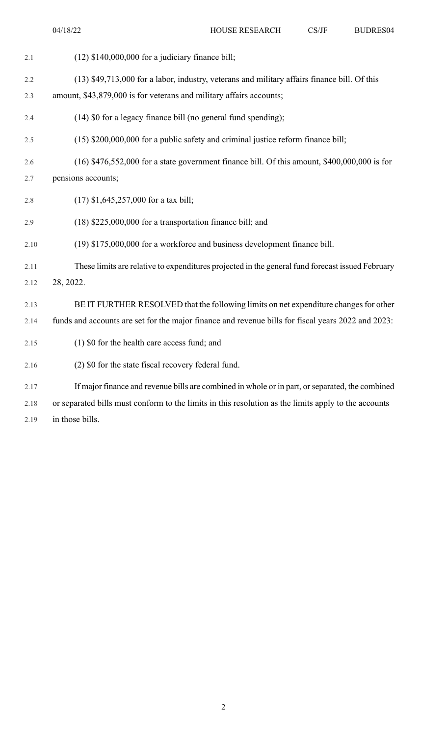(12) $140,000,000 for a judiciary finance bill;

(13) $49,713,000 for a labor, industry, veterans and military affairs finance bill. Of this amount, $43,879,000 is for veterans and military affairs accounts;

(14) $0 for a legacy finance bill (no general fund spending);

(15) $200,000,000 for a public safety and criminal justice reform finance bill;

(16) $476,552,000 for a state government finance bill. Of this amount, $400,000,000 is for pensions accounts;

(17) $1,645,257,000 for a tax bill;

(18) $225,000,000 for a transportation finance bill; and

(19) $175,000,000 for a workforce and business development finance bill.

These limits are relative to expenditures projected in the general fund forecast issued February 28, 2022.

BE IT FURTHER RESOLVED that the following limits on net expenditure changes for other funds and accounts are set for the major finance and revenue bills for fiscal years 2022 and 2023:

(1) $0 for the health care access fund; and

(2) $0 for the state fiscal recovery federal fund.

If major finance and revenue bills are combined in whole or in part, or separated, the combined or separated bills must conform to the limits in this resolution as the limits apply to the accounts in those bills.